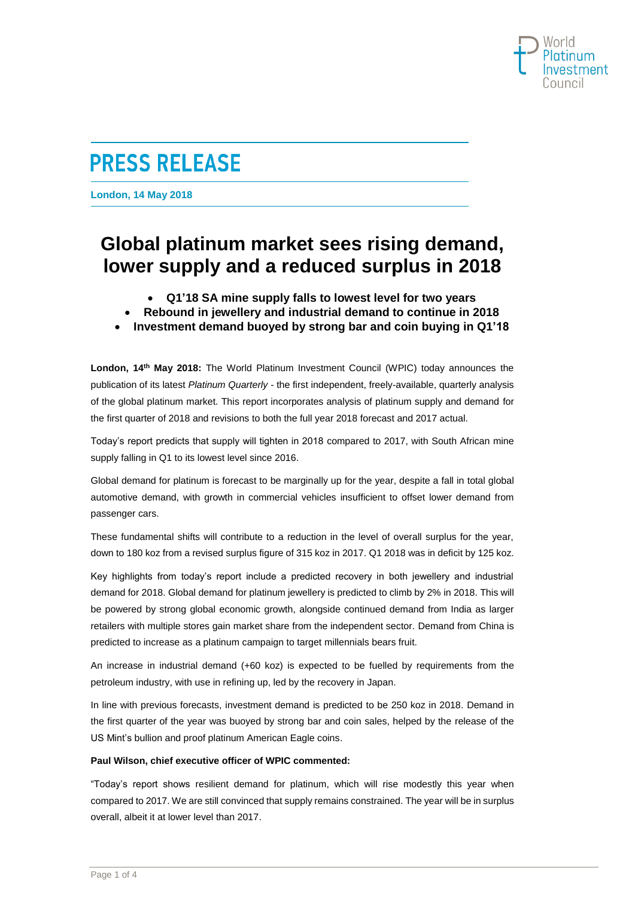World Platinum Investment Council

# PRESS RELEASE

**London, 14 May 2018**

## Global platinum market sees rising demand, lower supply and a reduced surplus in 2018

- **Q1'18 SA mine supply falls to lowest level for two years**
- **Rebound in jewellery and industrial demand to continue in 2018**
- **Investment demand buoyed by strong bar and coin buying in Q1'18**

**London, 14th May 2018:** The World Platinum Investment Council (WPIC) today announces the publication of its latest *Platinum Quarterly* - the first independent, freely-available, quarterly analysis of the global platinum market. This report incorporates analysis of platinum supply and demand for the first quarter of 2018 and revisions to both the full year 2018 forecast and 2017 actual.

Today's report predicts that supply will tighten in 2018 compared to 2017, with South African mine supply falling in Q1 to its lowest level since 2016.

Global demand for platinum is forecast to be marginally up for the year, despite a fall in total global automotive demand, with growth in commercial vehicles insufficient to offset lower demand from passenger cars.

These fundamental shifts will contribute to a reduction in the level of overall surplus for the year, down to 180 koz from a revised surplus figure of 315 koz in 2017. Q1 2018 was in deficit by 125 koz.

Key highlights from today's report include a predicted recovery in both jewellery and industrial demand for 2018. Global demand for platinum jewellery is predicted to climb by 2% in 2018. This will be powered by strong global economic growth, alongside continued demand from India as larger retailers with multiple stores gain market share from the independent sector. Demand from China is predicted to increase as a platinum campaign to target millennials bears fruit.

An increase in industrial demand (+60 koz) is expected to be fuelled by requirements from the petroleum industry, with use in refining up, led by the recovery in Japan.

In line with previous forecasts, investment demand is predicted to be 250 koz in 2018. Demand in the first quarter of the year was buoyed by strong bar and coin sales, helped by the release of the US Mint's bullion and proof platinum American Eagle coins.

**Paul Wilson, chief executive officer of WPIC commented:**

"Today's report shows resilient demand for platinum, which will rise modestly this year when compared to 2017. We are still convinced that supply remains constrained. The year will be in surplus overall, albeit it at lower level than 2017.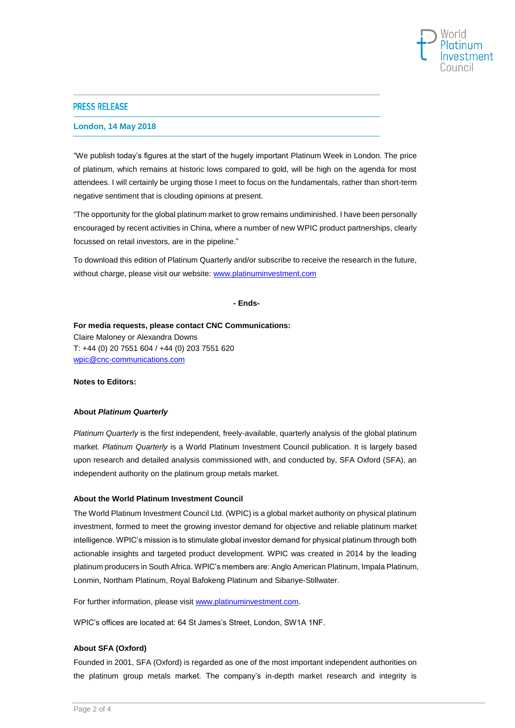## PRESS RELEASE

**London, 14 May 2018**

"We publish today's figures at the start of the hugely important Platinum Week in London. The price of platinum, which remains at historic lows compared to gold, will be high on the agenda for most attendees. I will certainly be urging those I meet to focus on the fundamentals, rather than short-term negative sentiment that is clouding opinions at present.

"The opportunity for the global platinum market to grow remains undiminished. I have been personally encouraged by recent activities in China, where a number of new WPIC product partnerships, clearly focussed on retail investors, are in the pipeline."

To download this edition of Platinum Quarterly and/or subscribe to receive the research in the future, without charge, please visit our website: www.platinuminvestment.com

**- Ends-**

**For media requests, please contact CNC Communications:**
Claire Maloney or Alexandra Downs
T: +44 (0) 20 7551 604 / +44 (0) 203 7551 620
wpic@cnc-communications.com

**Notes to Editors:**

**About *Platinum Quarterly***

*Platinum Quarterly* is the first independent, freely-available, quarterly analysis of the global platinum market. *Platinum Quarterly* is a World Platinum Investment Council publication. It is largely based upon research and detailed analysis commissioned with, and conducted by, SFA Oxford (SFA), an independent authority on the platinum group metals market.

**About the World Platinum Investment Council**

The World Platinum Investment Council Ltd. (WPIC) is a global market authority on physical platinum investment, formed to meet the growing investor demand for objective and reliable platinum market intelligence. WPIC's mission is to stimulate global investor demand for physical platinum through both actionable insights and targeted product development. WPIC was created in 2014 by the leading platinum producers in South Africa. WPIC's members are: Anglo American Platinum, Impala Platinum, Lonmin, Northam Platinum, Royal Bafokeng Platinum and Sibanye-Stillwater.

For further information, please visit www.platinuminvestment.com.

WPIC's offices are located at: 64 St James's Street, London, SW1A 1NF.

**About SFA (Oxford)**

Founded in 2001, SFA (Oxford) is regarded as one of the most important independent authorities on the platinum group metals market. The company's in-depth market research and integrity is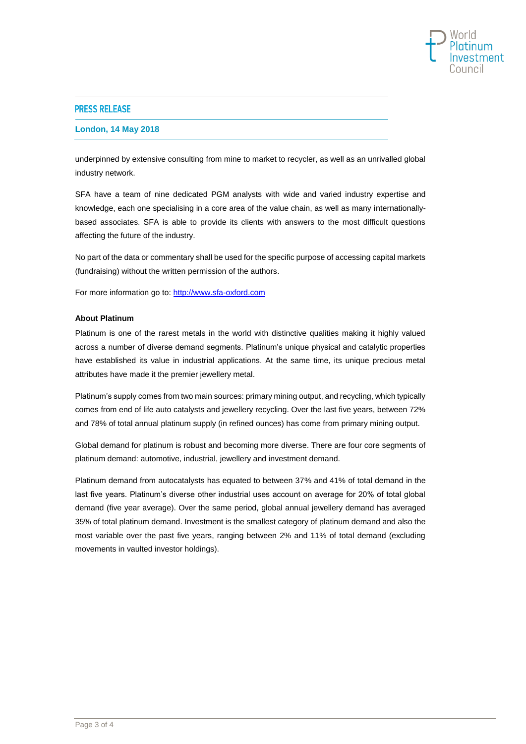underpinned by extensive consulting from mine to market to recycler, as well as an unrivalled global industry network.

SFA have a team of nine dedicated PGM analysts with wide and varied industry expertise and knowledge, each one specialising in a core area of the value chain, as well as many internationally-based associates. SFA is able to provide its clients with answers to the most difficult questions affecting the future of the industry.

No part of the data or commentary shall be used for the specific purpose of accessing capital markets (fundraising) without the written permission of the authors.

For more information go to: [http://www.sfa-oxford.com](http://www.sfa-oxford.com)

**About Platinum**

Platinum is one of the rarest metals in the world with distinctive qualities making it highly valued across a number of diverse demand segments. Platinum's unique physical and catalytic properties have established its value in industrial applications. At the same time, its unique precious metal attributes have made it the premier jewellery metal.

Platinum's supply comes from two main sources: primary mining output, and recycling, which typically comes from end of life auto catalysts and jewellery recycling. Over the last five years, between 72% and 78% of total annual platinum supply (in refined ounces) has come from primary mining output.

Global demand for platinum is robust and becoming more diverse. There are four core segments of platinum demand: automotive, industrial, jewellery and investment demand.

Platinum demand from autocatalysts has equated to between 37% and 41% of total demand in the last five years. Platinum's diverse other industrial uses account on average for 20% of total global demand (five year average). Over the same period, global annual jewellery demand has averaged 35% of total platinum demand. Investment is the smallest category of platinum demand and also the most variable over the past five years, ranging between 2% and 11% of total demand (excluding movements in vaulted investor holdings).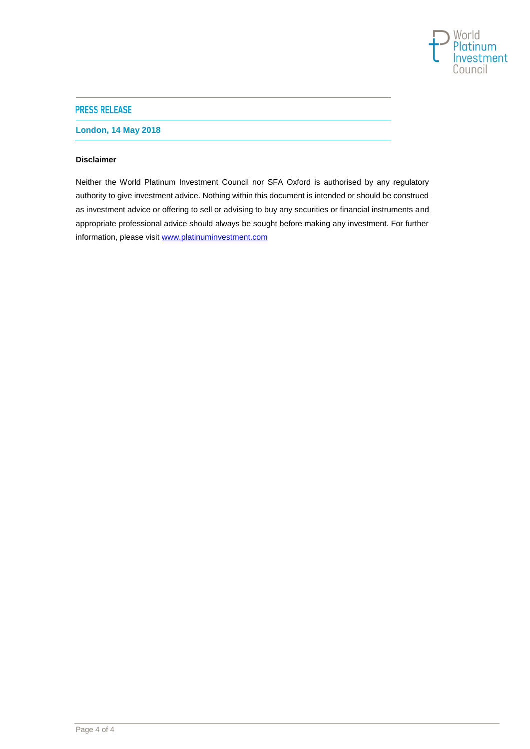**PRESS RELEASE**

**London, 14 May 2018**

**Disclaimer**

Neither the World Platinum Investment Council nor SFA Oxford is authorised by any regulatory authority to give investment advice. Nothing within this document is intended or should be construed as investment advice or offering to sell or advising to buy any securities or financial instruments and appropriate professional advice should always be sought before making any investment. For further information, please visit www.platinuminvestment.com